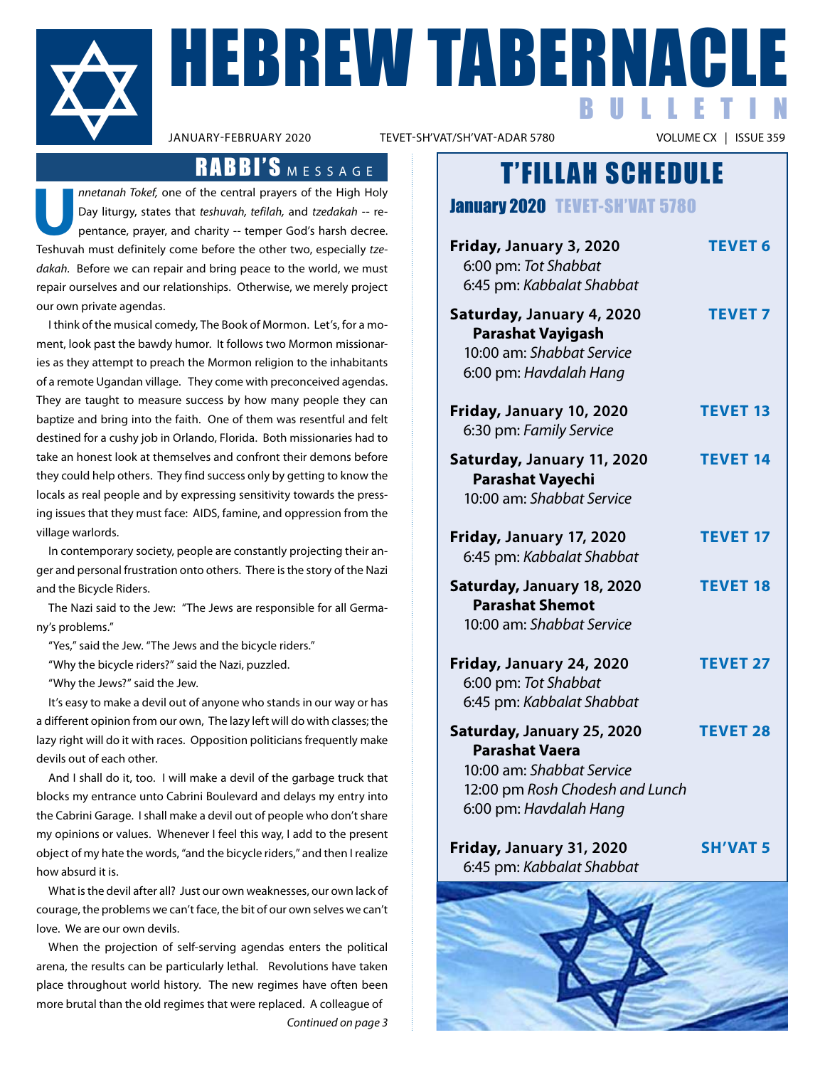# HEBREW TABERNACLE BULLETIN

JANUARY-FEBRUARY 2020 | TEVET-SH'VAT/SH'VAT-ADAR 5780 | VOLUME CX | ISSUE 359

## RABBI'S MESSAGE

*Unnetanah Tokef,* one of the central prayers of the High Holy Day liturgy, states that *teshuvah, tefilah,* and *tzedakah* -- repentance, prayer, and charity -- temper God's harsh decree. Teshuvah must definitely come before the other two, especially *tzedakah.* Before we can repair and bring peace to the world, we must repair ourselves and our relationships. Otherwise, we merely project our own private agendas.

I think of the musical comedy, The Book of Mormon. Let's, for a moment, look past the bawdy humor. It follows two Mormon missionaries as they attempt to preach the Mormon religion to the inhabitants of a remote Ugandan village. They come with preconceived agendas. They are taught to measure success by how many people they can baptize and bring into the faith. One of them was resentful and felt destined for a cushy job in Orlando, Florida. Both missionaries had to take an honest look at themselves and confront their demons before they could help others. They find success only by getting to know the locals as real people and by expressing sensitivity towards the pressing issues that they must face: AIDS, famine, and oppression from the village warlords.

In contemporary society, people are constantly projecting their anger and personal frustration onto others. There is the story of the Nazi and the Bicycle Riders.

The Nazi said to the Jew: "The Jews are responsible for all Germany's problems."

"Yes," said the Jew. "The Jews and the bicycle riders."

"Why the bicycle riders?" said the Nazi, puzzled.

"Why the Jews?" said the Jew.

It's easy to make a devil out of anyone who stands in our way or has a different opinion from our own, The lazy left will do with classes; the lazy right will do it with races. Opposition politicians frequently make devils out of each other.

And I shall do it, too. I will make a devil of the garbage truck that blocks my entrance unto Cabrini Boulevard and delays my entry into the Cabrini Garage. I shall make a devil out of people who don't share my opinions or values. Whenever I feel this way, I add to the present object of my hate the words, "and the bicycle riders," and then I realize how absurd it is.

What is the devil after all? Just our own weaknesses, our own lack of courage, the problems we can't face, the bit of our own selves we can't love. We are our own devils.

When the projection of self-serving agendas enters the political arena, the results can be particularly lethal. Revolutions have taken place throughout world history. The new regimes have often been more brutal than the old regimes that were replaced. A colleague of

*Continued on page 3*

## T'FILLAH SCHEDULE

### January 2020 TEVET-SH'VAT 5780

**Friday, January 3, 2020** — **TEVET 6**
6:00 pm: *Tot Shabbat*
6:45 pm: *Kabbalat Shabbat*

**Saturday, January 4, 2020** — **TEVET 7**
**Parashat Vayigash**
10:00 am: *Shabbat Service*
6:00 pm: *Havdalah Hang*

**Friday, January 10, 2020** — **TEVET 13**
6:30 pm: *Family Service*

**Saturday, January 11, 2020** — **TEVET 14**
**Parashat Vayechi**
10:00 am: *Shabbat Service*

**Friday, January 17, 2020** — **TEVET 17**
6:45 pm: *Kabbalat Shabbat*

**Saturday, January 18, 2020** — **TEVET 18**
**Parashat Shemot**
10:00 am: *Shabbat Service*

**Friday, January 24, 2020** — **TEVET 27**
6:00 pm: *Tot Shabbat*
6:45 pm: *Kabbalat Shabbat*

**Saturday, January 25, 2020** — **TEVET 28**
**Parashat Vaera**
10:00 am: *Shabbat Service*
12:00 pm *Rosh Chodesh and Lunch*
6:00 pm: *Havdalah Hang*

**Friday, January 31, 2020** — **SH'VAT 5**
6:45 pm: *Kabbalat Shabbat*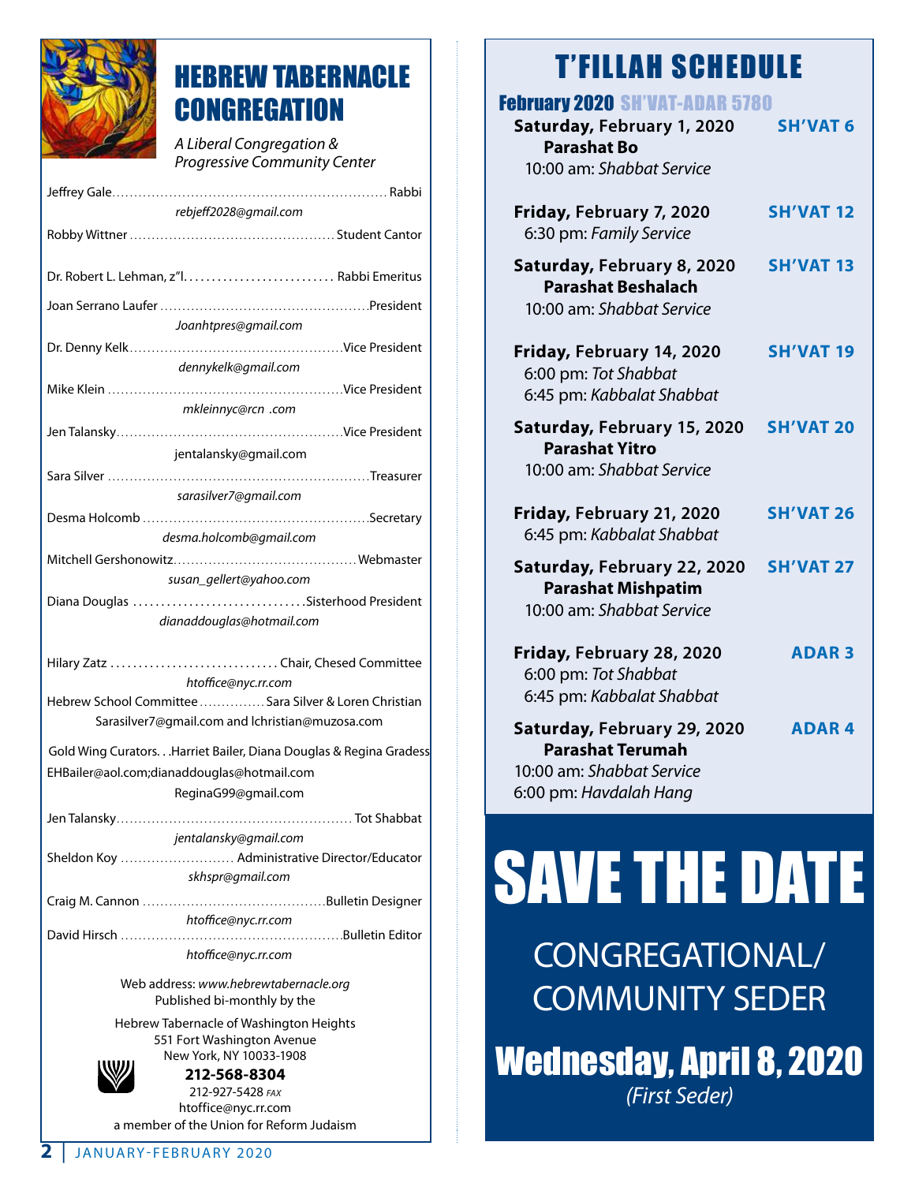# HEBREW TABERNACLE CONGREGATION

*A Liberal Congregation & Progressive Community Center*

Jeffrey Gale............................................................ Rabbi
*rebjeff2028@gmail.com*

Robby Wittner ............................................ Student Cantor

Dr. Robert L. Lehman, z"l.......................... Rabbi Emeritus

Joan Serrano Laufer ............................................President
*Joanhtpres@gmail.com*

Dr. Denny Kelk..............................................Vice President
*dennykelk@gmail.com*

Mike Klein ...................................................Vice President
*mkleinnyc@rcn .com*

Jen Talansky.................................................Vice President
jentalansky@gmail.com

Sara Silver ........................................................Treasurer
*sarasilver7@gmail.com*

Desma Holcomb ................................................Secretary
*desma.holcomb@gmail.com*

Mitchell Gershonowitz.......................................Webmaster
*susan_gellert@yahoo.com*

Diana Douglas ..............................Sisterhood President
*dianaddouglas@hotmail.com*

Hilary Zatz ............................. Chair, Chesed Committee
*htoffice@nyc.rr.com*

Hebrew School Committee ...............Sara Silver & Loren Christian
Sarasilver7@gmail.com and lchristian@muzosa.com

Gold Wing Curators. . .Harriet Bailer, Diana Douglas & Regina Gradess
EHBailer@aol.com;dianaddouglas@hotmail.com
ReginaG99@gmail.com

Jen Talansky................................................... Tot Shabbat
*jentalansky@gmail.com*

Sheldon Koy ......................... Administrative Director/Educator
*skhspr@gmail.com*

Craig M. Cannon .......................................Bulletin Designer
*htoffice@nyc.rr.com*

David Hirsch ...............................................Bulletin Editor
*htoffice@nyc.rr.com*

Web address: *www.hebrewtabernacle.org*
Published bi-monthly by the

Hebrew Tabernacle of Washington Heights
551 Fort Washington Avenue
New York, NY 10033-1908
**212-568-8304**
212-927-5428 *FAX*
htoffice@nyc.rr.com
a member of the Union for Reform Judaism

# T'FILLAH SCHEDULE

## February 2020 SH'VAT-ADAR 5780

**Saturday, February 1, 2020** — **SH'VAT 6**
**Parashat Bo**
10:00 am: *Shabbat Service*

**Friday, February 7, 2020** — **SH'VAT 12**
6:30 pm: *Family Service*

**Saturday, February 8, 2020** — **SH'VAT 13**
**Parashat Beshalach**
10:00 am: *Shabbat Service*

**Friday, February 14, 2020** — **SH'VAT 19**
6:00 pm: *Tot Shabbat*
6:45 pm: *Kabbalat Shabbat*

**Saturday, February 15, 2020** — **SH'VAT 20**
**Parashat Yitro**
10:00 am: *Shabbat Service*

**Friday, February 21, 2020** — **SH'VAT 26**
6:45 pm: *Kabbalat Shabbat*

**Saturday, February 22, 2020** — **SH'VAT 27**
**Parashat Mishpatim**
10:00 am: *Shabbat Service*

**Friday, February 28, 2020** — **ADAR 3**
6:00 pm: *Tot Shabbat*
6:45 pm: *Kabbalat Shabbat*

**Saturday, February 29, 2020** — **ADAR 4**
**Parashat Terumah**
10:00 am: *Shabbat Service*
6:00 pm: *Havdalah Hang*

# SAVE THE DATE

CONGREGATIONAL/ COMMUNITY SEDER

## Wednesday, April 8, 2020

*(First Seder)*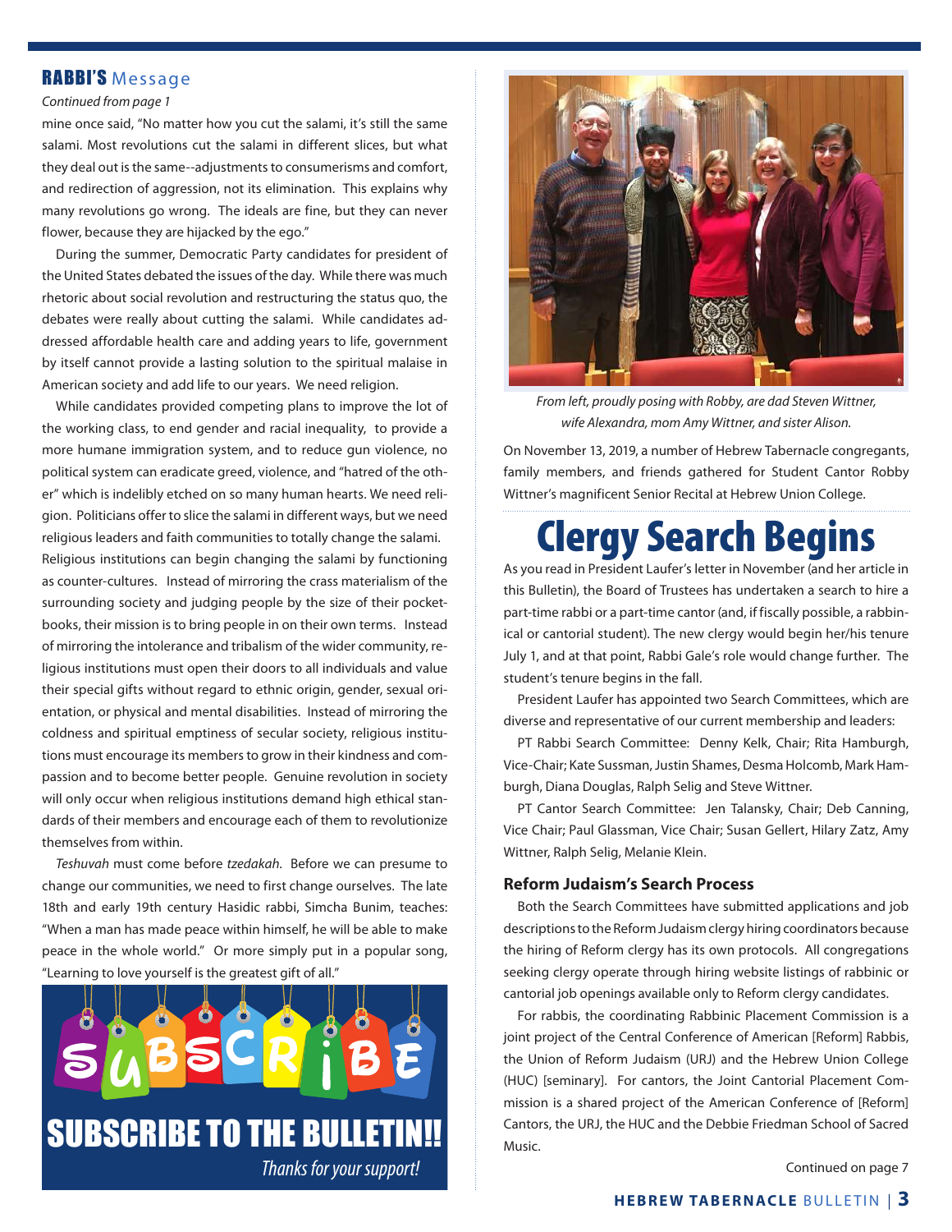## RABBI'S Message

*Continued from page 1*

mine once said, "No matter how you cut the salami, it's still the same salami. Most revolutions cut the salami in different slices, but what they deal out is the same--adjustments to consumerisms and comfort, and redirection of aggression, not its elimination. This explains why many revolutions go wrong. The ideals are fine, but they can never flower, because they are hijacked by the ego."

During the summer, Democratic Party candidates for president of the United States debated the issues of the day. While there was much rhetoric about social revolution and restructuring the status quo, the debates were really about cutting the salami. While candidates addressed affordable health care and adding years to life, government by itself cannot provide a lasting solution to the spiritual malaise in American society and add life to our years. We need religion.

While candidates provided competing plans to improve the lot of the working class, to end gender and racial inequality, to provide a more humane immigration system, and to reduce gun violence, no political system can eradicate greed, violence, and "hatred of the other" which is indelibly etched on so many human hearts. We need religion. Politicians offer to slice the salami in different ways, but we need religious leaders and faith communities to totally change the salami.

Religious institutions can begin changing the salami by functioning as counter-cultures. Instead of mirroring the crass materialism of the surrounding society and judging people by the size of their pocketbooks, their mission is to bring people in on their own terms. Instead of mirroring the intolerance and tribalism of the wider community, religious institutions must open their doors to all individuals and value their special gifts without regard to ethnic origin, gender, sexual orientation, or physical and mental disabilities. Instead of mirroring the coldness and spiritual emptiness of secular society, religious institutions must encourage its members to grow in their kindness and compassion and to become better people. Genuine revolution in society will only occur when religious institutions demand high ethical standards of their members and encourage each of them to revolutionize themselves from within.

*Teshuvah* must come before *tzedakah*. Before we can presume to change our communities, we need to first change ourselves. The late 18th and early 19th century Hasidic rabbi, Simcha Bunim, teaches: "When a man has made peace within himself, he will be able to make peace in the whole world." Or more simply put in a popular song, "Learning to love yourself is the greatest gift of all."

SUBSCRIBE

**SUBSCRIBE TO THE BULLETIN!!**

*Thanks for your support!*

*From left, proudly posing with Robby, are dad Steven Wittner, wife Alexandra, mom Amy Wittner, and sister Alison.*

On November 13, 2019, a number of Hebrew Tabernacle congregants, family members, and friends gathered for Student Cantor Robby Wittner's magnificent Senior Recital at Hebrew Union College.

# Clergy Search Begins

As you read in President Laufer's letter in November (and her article in this Bulletin), the Board of Trustees has undertaken a search to hire a part-time rabbi or a part-time cantor (and, if fiscally possible, a rabbinical or cantorial student). The new clergy would begin her/his tenure July 1, and at that point, Rabbi Gale's role would change further. The student's tenure begins in the fall.

President Laufer has appointed two Search Committees, which are diverse and representative of our current membership and leaders:

PT Rabbi Search Committee: Denny Kelk, Chair; Rita Hamburgh, Vice-Chair; Kate Sussman, Justin Shames, Desma Holcomb, Mark Hamburgh, Diana Douglas, Ralph Selig and Steve Wittner.

PT Cantor Search Committee: Jen Talansky, Chair; Deb Canning, Vice Chair; Paul Glassman, Vice Chair; Susan Gellert, Hilary Zatz, Amy Wittner, Ralph Selig, Melanie Klein.

### Reform Judaism's Search Process

Both the Search Committees have submitted applications and job descriptions to the Reform Judaism clergy hiring coordinators because the hiring of Reform clergy has its own protocols. All congregations seeking clergy operate through hiring website listings of rabbinic or cantorial job openings available only to Reform clergy candidates.

For rabbis, the coordinating Rabbinic Placement Commission is a joint project of the Central Conference of American [Reform] Rabbis, the Union of Reform Judaism (URJ) and the Hebrew Union College (HUC) [seminary]. For cantors, the Joint Cantorial Placement Commission is a shared project of the American Conference of [Reform] Cantors, the URJ, the HUC and the Debbie Friedman School of Sacred Music.

Continued on page 7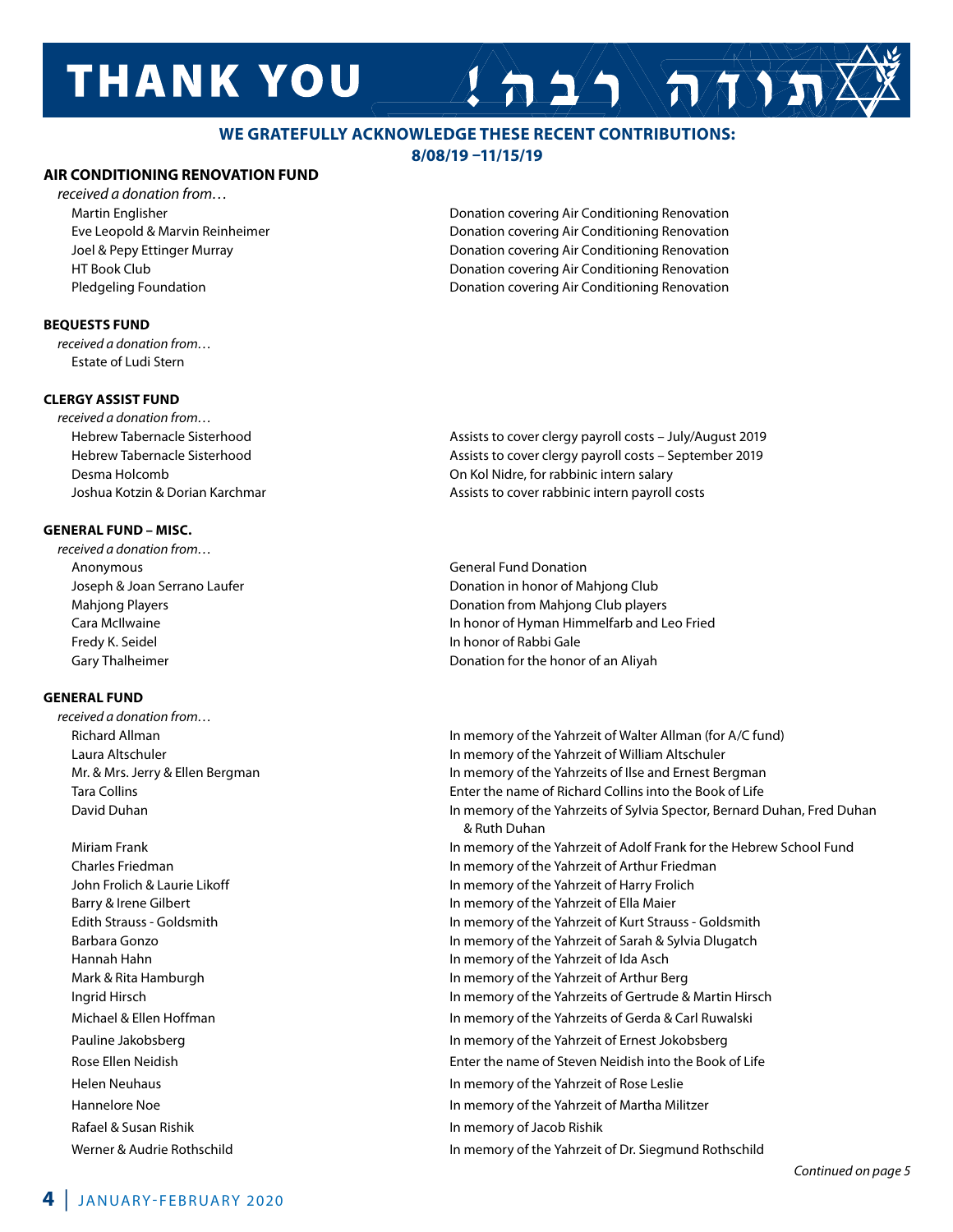# THANK YOU תודה רבה!

**WE GRATEFULLY ACKNOWLEDGE THESE RECENT CONTRIBUTIONS: 8/08/19 –11/15/19**

### AIR CONDITIONING RENOVATION FUND

*received a donation from…*

| | |
|---|---|
| Martin Englisher | Donation covering Air Conditioning Renovation |
| Eve Leopold & Marvin Reinheimer | Donation covering Air Conditioning Renovation |
| Joel & Pepy Ettinger Murray | Donation covering Air Conditioning Renovation |
| HT Book Club | Donation covering Air Conditioning Renovation |
| Pledgeling Foundation | Donation covering Air Conditioning Renovation |

### BEQUESTS FUND

*received a donation from…*

Estate of Ludi Stern

### CLERGY ASSIST FUND

*received a donation from…*

| | |
|---|---|
| Hebrew Tabernacle Sisterhood | Assists to cover clergy payroll costs – July/August 2019 |
| Hebrew Tabernacle Sisterhood | Assists to cover clergy payroll costs – September 2019 |
| Desma Holcomb | On Kol Nidre, for rabbinic intern salary |
| Joshua Kotzin & Dorian Karchmar | Assists to cover rabbinic intern payroll costs |

### GENERAL FUND – MISC.

*received a donation from…*

| | |
|---|---|
| Anonymous | General Fund Donation |
| Joseph & Joan Serrano Laufer | Donation in honor of Mahjong Club |
| Mahjong Players | Donation from Mahjong Club players |
| Cara McIlwaine | In honor of Hyman Himmelfarb and Leo Fried |
| Fredy K. Seidel | In honor of Rabbi Gale |
| Gary Thalheimer | Donation for the honor of an Aliyah |

### GENERAL FUND

*received a donation from…*

| | |
|---|---|
| Richard Allman | In memory of the Yahrzeit of Walter Allman (for A/C fund) |
| Laura Altschuler | In memory of the Yahrzeit of William Altschuler |
| Mr. & Mrs. Jerry & Ellen Bergman | In memory of the Yahrzeits of Ilse and Ernest Bergman |
| Tara Collins | Enter the name of Richard Collins into the Book of Life |
| David Duhan | In memory of the Yahrzeits of Sylvia Spector, Bernard Duhan, Fred Duhan & Ruth Duhan |
| Miriam Frank | In memory of the Yahrzeit of Adolf Frank for the Hebrew School Fund |
| Charles Friedman | In memory of the Yahrzeit of Arthur Friedman |
| John Frolich & Laurie Likoff | In memory of the Yahrzeit of Harry Frolich |
| Barry & Irene Gilbert | In memory of the Yahrzeit of Ella Maier |
| Edith Strauss - Goldsmith | In memory of the Yahrzeit of Kurt Strauss - Goldsmith |
| Barbara Gonzo | In memory of the Yahrzeit of Sarah & Sylvia Dlugatch |
| Hannah Hahn | In memory of the Yahrzeit of Ida Asch |
| Mark & Rita Hamburgh | In memory of the Yahrzeit of Arthur Berg |
| Ingrid Hirsch | In memory of the Yahrzeits of Gertrude & Martin Hirsch |
| Michael & Ellen Hoffman | In memory of the Yahrzeits of Gerda & Carl Ruwalski |
| Pauline Jakobsberg | In memory of the Yahrzeit of Ernest Jokobsberg |
| Rose Ellen Neidish | Enter the name of Steven Neidish into the Book of Life |
| Helen Neuhaus | In memory of the Yahrzeit of Rose Leslie |
| Hannelore Noe | In memory of the Yahrzeit of Martha Militzer |
| Rafael & Susan Rishik | In memory of Jacob Rishik |
| Werner & Audrie Rothschild | In memory of the Yahrzeit of Dr. Siegmund Rothschild |

*Continued on page 5*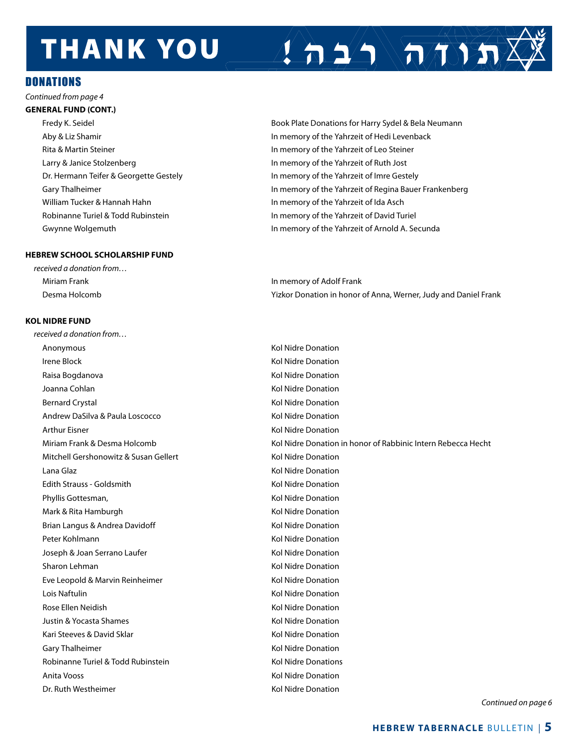# THANK YOU תודה רבה!

## DONATIONS

*Continued from page 4*

**GENERAL FUND (CONT.)**

| | |
|---|---|
| Fredy K. Seidel | Book Plate Donations for Harry Sydel & Bela Neumann |
| Aby & Liz Shamir | In memory of the Yahrzeit of Hedi Levenback |
| Rita & Martin Steiner | In memory of the Yahrzeit of Leo Steiner |
| Larry & Janice Stolzenberg | In memory of the Yahrzeit of Ruth Jost |
| Dr. Hermann Teifer & Georgette Gestely | In memory of the Yahrzeit of Imre Gestely |
| Gary Thalheimer | In memory of the Yahrzeit of Regina Bauer Frankenberg |
| William Tucker & Hannah Hahn | In memory of the Yahrzeit of Ida Asch |
| Robinanne Turiel & Todd Rubinstein | In memory of the Yahrzeit of David Turiel |
| Gwynne Wolgemuth | In memory of the Yahrzeit of Arnold A. Secunda |

**HEBREW SCHOOL SCHOLARSHIP FUND**

*received a donation from…*

| | |
|---|---|
| Miriam Frank | In memory of Adolf Frank |
| Desma Holcomb | Yizkor Donation in honor of Anna, Werner, Judy and Daniel Frank |

**KOL NIDRE FUND**

*received a donation from…*

| | |
|---|---|
| Anonymous | Kol Nidre Donation |
| Irene Block | Kol Nidre Donation |
| Raisa Bogdanova | Kol Nidre Donation |
| Joanna Cohlan | Kol Nidre Donation |
| Bernard Crystal | Kol Nidre Donation |
| Andrew DaSilva & Paula Loscocco | Kol Nidre Donation |
| Arthur Eisner | Kol Nidre Donation |
| Miriam Frank & Desma Holcomb | Kol Nidre Donation in honor of Rabbinic Intern Rebecca Hecht |
| Mitchell Gershonowitz & Susan Gellert | Kol Nidre Donation |
| Lana Glaz | Kol Nidre Donation |
| Edith Strauss - Goldsmith | Kol Nidre Donation |
| Phyllis Gottesman, | Kol Nidre Donation |
| Mark & Rita Hamburgh | Kol Nidre Donation |
| Brian Langus & Andrea Davidoff | Kol Nidre Donation |
| Peter Kohlmann | Kol Nidre Donation |
| Joseph & Joan Serrano Laufer | Kol Nidre Donation |
| Sharon Lehman | Kol Nidre Donation |
| Eve Leopold & Marvin Reinheimer | Kol Nidre Donation |
| Lois Naftulin | Kol Nidre Donation |
| Rose Ellen Neidish | Kol Nidre Donation |
| Justin & Yocasta Shames | Kol Nidre Donation |
| Kari Steeves & David Sklar | Kol Nidre Donation |
| Gary Thalheimer | Kol Nidre Donation |
| Robinanne Turiel & Todd Rubinstein | Kol Nidre Donations |
| Anita Vooss | Kol Nidre Donation |
| Dr. Ruth Westheimer | Kol Nidre Donation |

*Continued on page 6*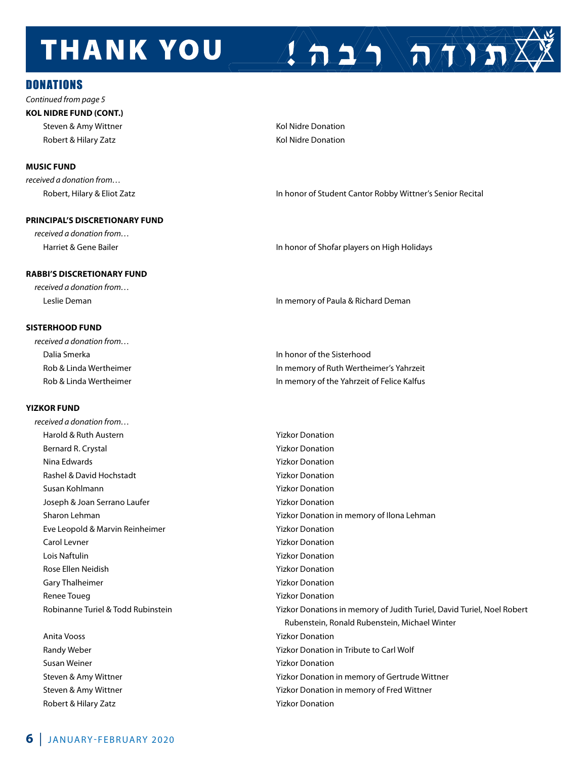# THANK YOU תודה רבה!

## DONATIONS

*Continued from page 5*

**KOL NIDRE FUND (CONT.)**

| | |
|---|---|
| Steven & Amy Wittner | Kol Nidre Donation |
| Robert & Hilary Zatz | Kol Nidre Donation |

**MUSIC FUND**

*received a donation from…*

| | |
|---|---|
| Robert, Hilary & Eliot Zatz | In honor of Student Cantor Robby Wittner's Senior Recital |

**PRINCIPAL'S DISCRETIONARY FUND**

*received a donation from…*

| | |
|---|---|
| Harriet & Gene Bailer | In honor of Shofar players on High Holidays |

**RABBI'S DISCRETIONARY FUND**

*received a donation from…*

| | |
|---|---|
| Leslie Deman | In memory of Paula & Richard Deman |

**SISTERHOOD FUND**

*received a donation from…*

| | |
|---|---|
| Dalia Smerka | In honor of the Sisterhood |
| Rob & Linda Wertheimer | In memory of Ruth Wertheimer's Yahrzeit |
| Rob & Linda Wertheimer | In memory of the Yahrzeit of Felice Kalfus |

**YIZKOR FUND**

*received a donation from…*

| | |
|---|---|
| Harold & Ruth Austern | Yizkor Donation |
| Bernard R. Crystal | Yizkor Donation |
| Nina Edwards | Yizkor Donation |
| Rashel & David Hochstadt | Yizkor Donation |
| Susan Kohlmann | Yizkor Donation |
| Joseph & Joan Serrano Laufer | Yizkor Donation |
| Sharon Lehman | Yizkor Donation in memory of Ilona Lehman |
| Eve Leopold & Marvin Reinheimer | Yizkor Donation |
| Carol Levner | Yizkor Donation |
| Lois Naftulin | Yizkor Donation |
| Rose Ellen Neidish | Yizkor Donation |
| Gary Thalheimer | Yizkor Donation |
| Renee Toueg | Yizkor Donation |
| Robinanne Turiel & Todd Rubinstein | Yizkor Donations in memory of Judith Turiel, David Turiel, Noel Robert Rubenstein, Ronald Rubenstein, Michael Winter |
| Anita Vooss | Yizkor Donation |
| Randy Weber | Yizkor Donation in Tribute to Carl Wolf |
| Susan Weiner | Yizkor Donation |
| Steven & Amy Wittner | Yizkor Donation in memory of Gertrude Wittner |
| Steven & Amy Wittner | Yizkor Donation in memory of Fred Wittner |
| Robert & Hilary Zatz | Yizkor Donation |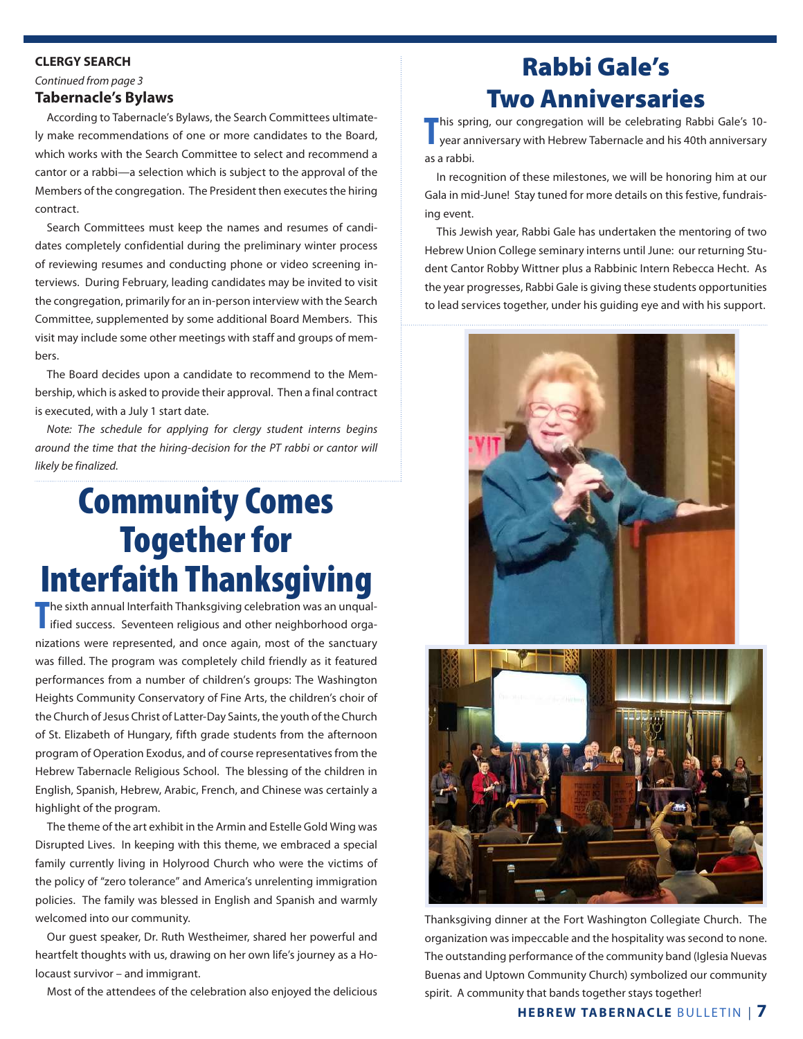**CLERGY SEARCH**

*Continued from page 3*

### Tabernacle's Bylaws

According to Tabernacle's Bylaws, the Search Committees ultimately make recommendations of one or more candidates to the Board, which works with the Search Committee to select and recommend a cantor or a rabbi—a selection which is subject to the approval of the Members of the congregation. The President then executes the hiring contract.

Search Committees must keep the names and resumes of candidates completely confidential during the preliminary winter process of reviewing resumes and conducting phone or video screening interviews. During February, leading candidates may be invited to visit the congregation, primarily for an in-person interview with the Search Committee, supplemented by some additional Board Members. This visit may include some other meetings with staff and groups of members.

The Board decides upon a candidate to recommend to the Membership, which is asked to provide their approval. Then a final contract is executed, with a July 1 start date.

*Note: The schedule for applying for clergy student interns begins around the time that the hiring-decision for the PT rabbi or cantor will likely be finalized.*

# Community Comes Together for Interfaith Thanksgiving

The sixth annual Interfaith Thanksgiving celebration was an unqualified success. Seventeen religious and other neighborhood organizations were represented, and once again, most of the sanctuary was filled. The program was completely child friendly as it featured performances from a number of children's groups: The Washington Heights Community Conservatory of Fine Arts, the children's choir of the Church of Jesus Christ of Latter-Day Saints, the youth of the Church of St. Elizabeth of Hungary, fifth grade students from the afternoon program of Operation Exodus, and of course representatives from the Hebrew Tabernacle Religious School. The blessing of the children in English, Spanish, Hebrew, Arabic, French, and Chinese was certainly a highlight of the program.

The theme of the art exhibit in the Armin and Estelle Gold Wing was Disrupted Lives. In keeping with this theme, we embraced a special family currently living in Holyrood Church who were the victims of the policy of "zero tolerance" and America's unrelenting immigration policies. The family was blessed in English and Spanish and warmly welcomed into our community.

Our guest speaker, Dr. Ruth Westheimer, shared her powerful and heartfelt thoughts with us, drawing on her own life's journey as a Holocaust survivor – and immigrant.

Most of the attendees of the celebration also enjoyed the delicious Thanksgiving dinner at the Fort Washington Collegiate Church. The organization was impeccable and the hospitality was second to none. The outstanding performance of the community band (Iglesia Nuevas Buenas and Uptown Community Church) symbolized our community spirit. A community that bands together stays together!

# Rabbi Gale's Two Anniversaries

This spring, our congregation will be celebrating Rabbi Gale's 10-year anniversary with Hebrew Tabernacle and his 40th anniversary as a rabbi.

In recognition of these milestones, we will be honoring him at our Gala in mid-June! Stay tuned for more details on this festive, fundraising event.

This Jewish year, Rabbi Gale has undertaken the mentoring of two Hebrew Union College seminary interns until June: our returning Student Cantor Robby Wittner plus a Rabbinic Intern Rebecca Hecht. As the year progresses, Rabbi Gale is giving these students opportunities to lead services together, under his guiding eye and with his support.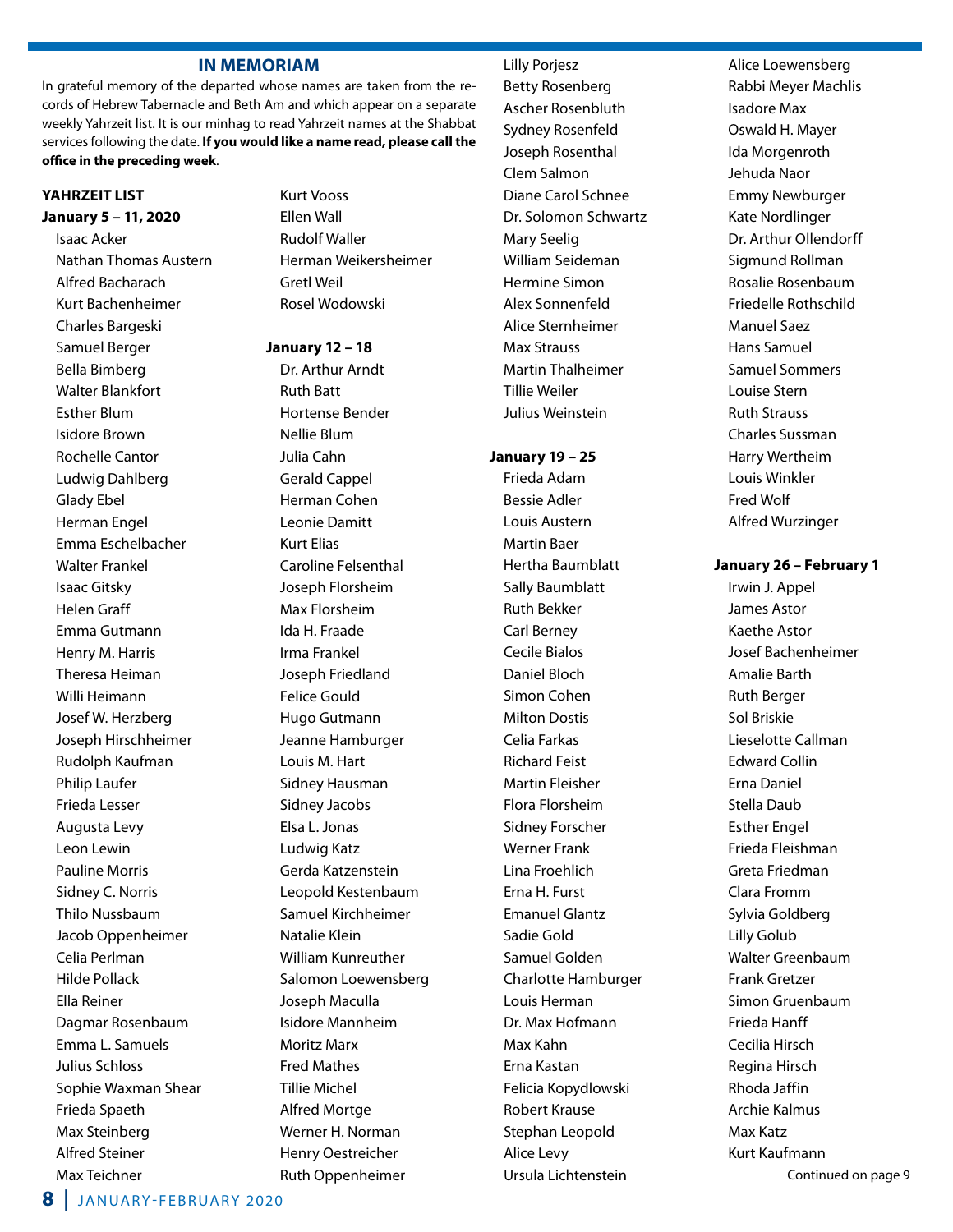## IN MEMORIAM

In grateful memory of the departed whose names are taken from the records of Hebrew Tabernacle and Beth Am and which appear on a separate weekly Yahrzeit list. It is our minhag to read Yahrzeit names at the Shabbat services following the date. **If you would like a name read, please call the office in the preceding week**.

### YAHRZEIT LIST

**January 5 – 11, 2020**

Isaac Acker
Nathan Thomas Austern
Alfred Bacharach
Kurt Bachenheimer
Charles Bargeski
Samuel Berger
Bella Bimberg
Walter Blankfort
Esther Blum
Isidore Brown
Rochelle Cantor
Ludwig Dahlberg
Glady Ebel
Herman Engel
Emma Eschelbacher
Walter Frankel
Isaac Gitsky
Helen Graff
Emma Gutmann
Henry M. Harris
Theresa Heiman
Willi Heimann
Josef W. Herzberg
Joseph Hirschheimer
Rudolph Kaufman
Philip Laufer
Frieda Lesser
Augusta Levy
Leon Lewin
Pauline Morris
Sidney C. Norris
Thilo Nussbaum
Jacob Oppenheimer
Celia Perlman
Hilde Pollack
Ella Reiner
Dagmar Rosenbaum
Emma L. Samuels
Julius Schloss
Sophie Waxman Shear
Frieda Spaeth
Max Steinberg
Alfred Steiner
Max Teichner
Kurt Vooss
Ellen Wall
Rudolf Waller
Herman Weikersheimer
Gretl Weil
Rosel Wodowski

**January 12 – 18**

Dr. Arthur Arndt
Ruth Batt
Hortense Bender
Nellie Blum
Julia Cahn
Gerald Cappel
Herman Cohen
Leonie Damitt
Kurt Elias
Caroline Felsenthal
Joseph Florsheim
Max Florsheim
Ida H. Fraade
Irma Frankel
Joseph Friedland
Felice Gould
Hugo Gutmann
Jeanne Hamburger
Louis M. Hart
Sidney Hausman
Sidney Jacobs
Elsa L. Jonas
Ludwig Katz
Gerda Katzenstein
Leopold Kestenbaum
Samuel Kirchheimer
Natalie Klein
William Kunreuther
Salomon Loewensberg
Joseph Maculla
Isidore Mannheim
Moritz Marx
Fred Mathes
Tillie Michel
Alfred Mortge
Werner H. Norman
Henry Oestreicher
Ruth Oppenheimer
Lilly Porjesz
Betty Rosenberg
Ascher Rosenbluth
Sydney Rosenfeld
Joseph Rosenthal
Clem Salmon
Diane Carol Schnee
Dr. Solomon Schwartz
Mary Seelig
William Seideman
Hermine Simon
Alex Sonnenfeld
Alice Sternheimer
Max Strauss
Martin Thalheimer
Tillie Weiler
Julius Weinstein

**January 19 – 25**

Frieda Adam
Bessie Adler
Louis Austern
Martin Baer
Hertha Baumblatt
Sally Baumblatt
Ruth Bekker
Carl Berney
Cecile Bialos
Daniel Bloch
Simon Cohen
Milton Dostis
Celia Farkas
Richard Feist
Martin Fleisher
Flora Florsheim
Sidney Forscher
Werner Frank
Lina Froehlich
Erna H. Furst
Emanuel Glantz
Sadie Gold
Samuel Golden
Charlotte Hamburger
Louis Herman
Dr. Max Hofmann
Max Kahn
Erna Kastan
Felicia Kopydlowski
Robert Krause
Stephan Leopold
Alice Levy
Ursula Lichtenstein
Alice Loewensberg
Rabbi Meyer Machlis
Isadore Max
Oswald H. Mayer
Ida Morgenroth
Jehuda Naor
Emmy Newburger
Kate Nordlinger
Dr. Arthur Ollendorff
Sigmund Rollman
Rosalie Rosenbaum
Friedelle Rothschild
Manuel Saez
Hans Samuel
Samuel Sommers
Louise Stern
Ruth Strauss
Charles Sussman
Harry Wertheim
Louis Winkler
Fred Wolf
Alfred Wurzinger

**January 26 – February 1**

Irwin J. Appel
James Astor
Kaethe Astor
Josef Bachenheimer
Amalie Barth
Ruth Berger
Sol Briskie
Lieselotte Callman
Edward Collin
Erna Daniel
Stella Daub
Esther Engel
Frieda Fleishman
Greta Friedman
Clara Fromm
Sylvia Goldberg
Lilly Golub
Walter Greenbaum
Frank Gretzer
Simon Gruenbaum
Frieda Hanff
Cecilia Hirsch
Regina Hirsch
Rhoda Jaffin
Archie Kalmus
Max Katz
Kurt Kaufmann

Continued on page 9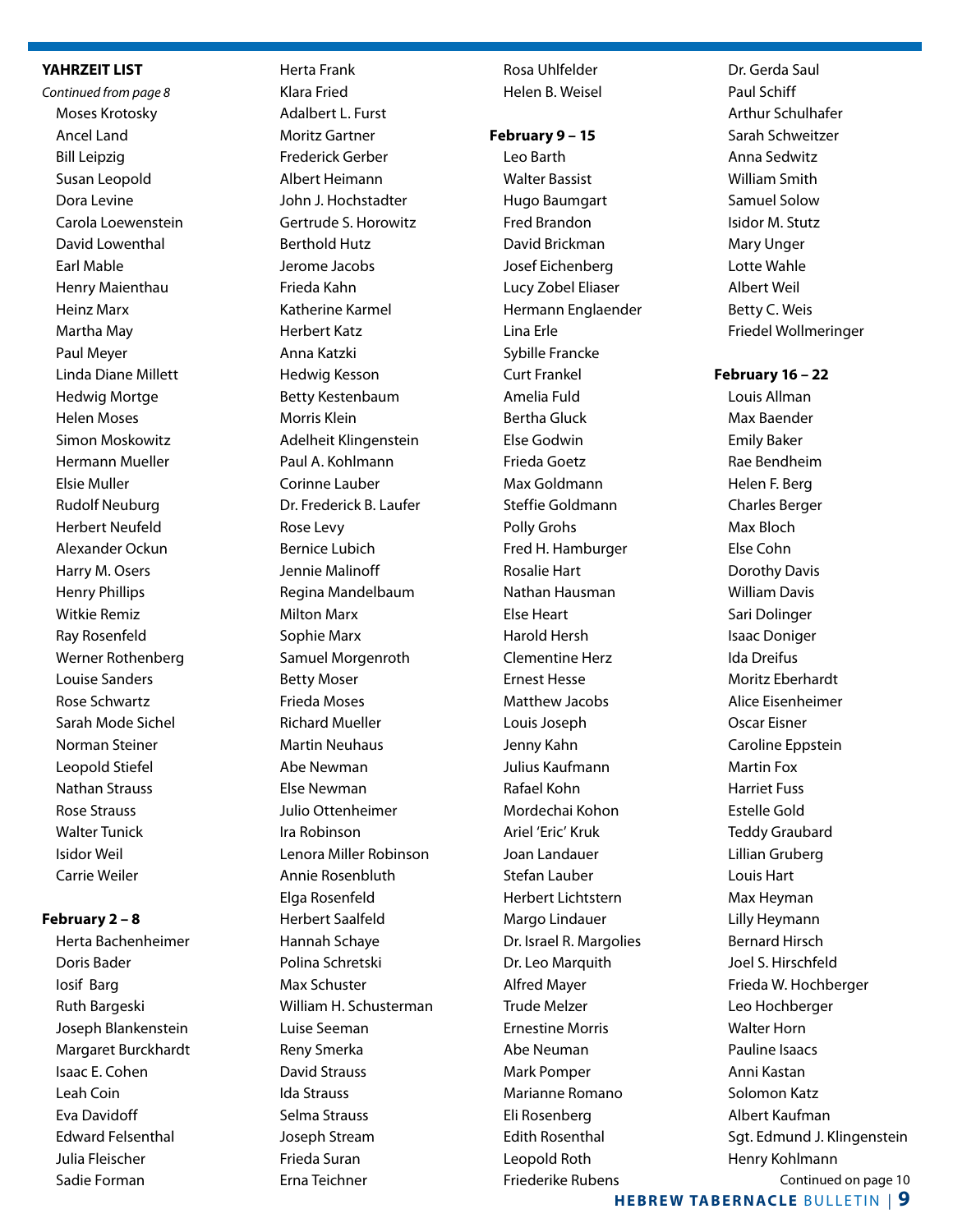**YAHRZEIT LIST**

*Continued from page 8*

Moses Krotosky
Ancel Land
Bill Leipzig
Susan Leopold
Dora Levine
Carola Loewenstein
David Lowenthal
Earl Mable
Henry Maienthau
Heinz Marx
Martha May
Paul Meyer
Linda Diane Millett
Hedwig Mortge
Helen Moses
Simon Moskowitz
Hermann Mueller
Elsie Muller
Rudolf Neuburg
Herbert Neufeld
Alexander Ockun
Harry M. Osers
Henry Phillips
Witkie Remiz
Ray Rosenfeld
Werner Rothenberg
Louise Sanders
Rose Schwartz
Sarah Mode Sichel
Norman Steiner
Leopold Stiefel
Nathan Strauss
Rose Strauss
Walter Tunick
Isidor Weil
Carrie Weiler

**February 2 – 8**

Herta Bachenheimer
Doris Bader
Iosif Barg
Ruth Bargeski
Joseph Blankenstein
Margaret Burckhardt
Isaac E. Cohen
Leah Coin
Eva Davidoff
Edward Felsenthal
Julia Fleischer
Sadie Forman
Herta Frank
Klara Fried
Adalbert L. Furst
Moritz Gartner
Frederick Gerber
Albert Heimann
John J. Hochstadter
Gertrude S. Horowitz
Berthold Hutz
Jerome Jacobs
Frieda Kahn
Katherine Karmel
Herbert Katz
Anna Katzki
Hedwig Kesson
Betty Kestenbaum
Morris Klein
Adelheit Klingenstein
Paul A. Kohlmann
Corinne Lauber
Dr. Frederick B. Laufer
Rose Levy
Bernice Lubich
Jennie Malinoff
Regina Mandelbaum
Milton Marx
Sophie Marx
Samuel Morgenroth
Betty Moser
Frieda Moses
Richard Mueller
Martin Neuhaus
Abe Newman
Else Newman
Julio Ottenheimer
Ira Robinson
Lenora Miller Robinson
Annie Rosenbluth
Elga Rosenfeld
Herbert Saalfeld
Hannah Schaye
Polina Schretski
Max Schuster
William H. Schusterman
Luise Seeman
Reny Smerka
David Strauss
Ida Strauss
Selma Strauss
Joseph Stream
Frieda Suran
Erna Teichner
Rosa Uhlfelder
Helen B. Weisel

**February 9 – 15**

Leo Barth
Walter Bassist
Hugo Baumgart
Fred Brandon
David Brickman
Josef Eichenberg
Lucy Zobel Eliaser
Hermann Englaender
Lina Erle
Sybille Francke
Curt Frankel
Amelia Fuld
Bertha Gluck
Else Godwin
Frieda Goetz
Max Goldmann
Steffie Goldmann
Polly Grohs
Fred H. Hamburger
Rosalie Hart
Nathan Hausman
Else Heart
Harold Hersh
Clementine Herz
Ernest Hesse
Matthew Jacobs
Louis Joseph
Jenny Kahn
Julius Kaufmann
Rafael Kohn
Mordechai Kohon
Ariel 'Eric' Kruk
Joan Landauer
Stefan Lauber
Herbert Lichtstern
Margo Lindauer
Dr. Israel R. Margolies
Dr. Leo Marquith
Alfred Mayer
Trude Melzer
Ernestine Morris
Abe Neuman
Mark Pomper
Marianne Romano
Eli Rosenberg
Edith Rosenthal
Leopold Roth
Friederike Rubens
Dr. Gerda Saul
Paul Schiff
Arthur Schulhafer
Sarah Schweitzer
Anna Sedwitz
William Smith
Samuel Solow
Isidor M. Stutz
Mary Unger
Lotte Wahle
Albert Weil
Betty C. Weis
Friedel Wollmeringer

**February 16 – 22**

Louis Allman
Max Baender
Emily Baker
Rae Bendheim
Helen F. Berg
Charles Berger
Max Bloch
Else Cohn
Dorothy Davis
William Davis
Sari Dolinger
Isaac Doniger
Ida Dreifus
Moritz Eberhardt
Alice Eisenheimer
Oscar Eisner
Caroline Eppstein
Martin Fox
Harriet Fuss
Estelle Gold
Teddy Graubard
Lillian Gruberg
Louis Hart
Max Heyman
Lilly Heymann
Bernard Hirsch
Joel S. Hirschfeld
Frieda W. Hochberger
Leo Hochberger
Walter Horn
Pauline Isaacs
Anni Kastan
Solomon Katz
Albert Kaufman
Sgt. Edmund J. Klingenstein
Henry Kohlmann

Continued on page 10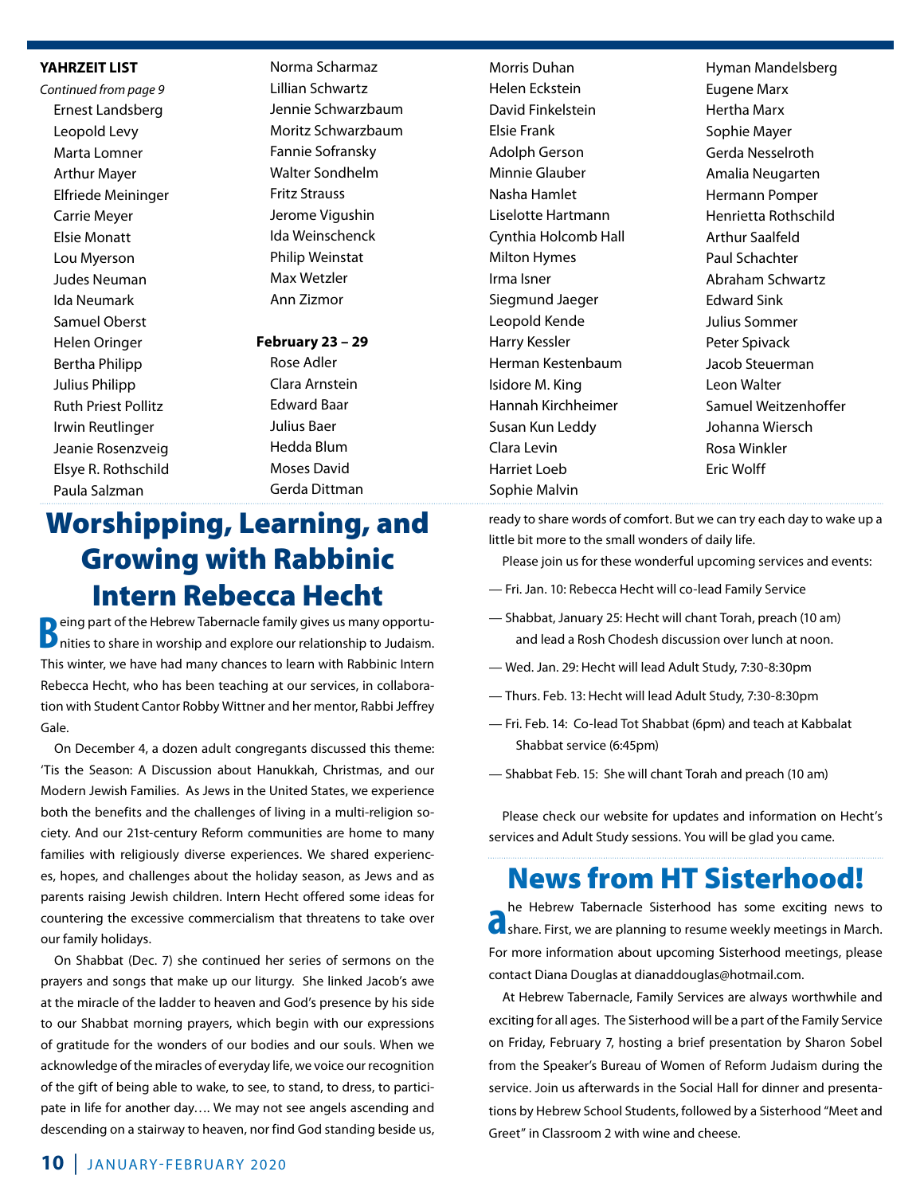**YAHRZEIT LIST**

*Continued from page 9*

Ernest Landsberg
Leopold Levy
Marta Lomner
Arthur Mayer
Elfriede Meininger
Carrie Meyer
Elsie Monatt
Lou Myerson
Judes Neuman
Ida Neumark
Samuel Oberst
Helen Oringer
Bertha Philipp
Julius Philipp
Ruth Priest Pollitz
Irwin Reutlinger
Jeanie Rosenzveig
Elsye R. Rothschild
Paula Salzman
Norma Scharmaz
Lillian Schwartz
Jennie Schwarzbaum
Moritz Schwarzbaum
Fannie Sofransky
Walter Sondhelm
Fritz Strauss
Jerome Vigushin
Ida Weinschenck
Philip Weinstat
Max Wetzler
Ann Zizmor

**February 23 – 29**

Rose Adler
Clara Arnstein
Edward Baar
Julius Baer
Hedda Blum
Moses David
Gerda Dittman
Morris Duhan
Helen Eckstein
David Finkelstein
Elsie Frank
Adolph Gerson
Minnie Glauber
Nasha Hamlet
Liselotte Hartmann
Cynthia Holcomb Hall
Milton Hymes
Irma Isner
Siegmund Jaeger
Leopold Kende
Harry Kessler
Herman Kestenbaum
Isidore M. King
Hannah Kirchheimer
Susan Kun Leddy
Clara Levin
Harriet Loeb
Sophie Malvin
Hyman Mandelsberg
Eugene Marx
Hertha Marx
Sophie Mayer
Gerda Nesselroth
Amalia Neugarten
Hermann Pomper
Henrietta Rothschild
Arthur Saalfeld
Paul Schachter
Abraham Schwartz
Edward Sink
Julius Sommer
Peter Spivack
Jacob Steuerman
Leon Walter
Samuel Weitzenhoffer
Johanna Wiersch
Rosa Winkler
Eric Wolff

# Worshipping, Learning, and Growing with Rabbinic Intern Rebecca Hecht

Being part of the Hebrew Tabernacle family gives us many opportunities to share in worship and explore our relationship to Judaism. This winter, we have had many chances to learn with Rabbinic Intern Rebecca Hecht, who has been teaching at our services, in collaboration with Student Cantor Robby Wittner and her mentor, Rabbi Jeffrey Gale.

On December 4, a dozen adult congregants discussed this theme: 'Tis the Season: A Discussion about Hanukkah, Christmas, and our Modern Jewish Families. As Jews in the United States, we experience both the benefits and the challenges of living in a multi-religion society. And our 21st-century Reform communities are home to many families with religiously diverse experiences. We shared experiences, hopes, and challenges about the holiday season, as Jews and as parents raising Jewish children. Intern Hecht offered some ideas for countering the excessive commercialism that threatens to take over our family holidays.

On Shabbat (Dec. 7) she continued her series of sermons on the prayers and songs that make up our liturgy. She linked Jacob's awe at the miracle of the ladder to heaven and God's presence by his side to our Shabbat morning prayers, which begin with our expressions of gratitude for the wonders of our bodies and our souls. When we acknowledge of the miracles of everyday life, we voice our recognition of the gift of being able to wake, to see, to stand, to dress, to participate in life for another day…. We may not see angels ascending and descending on a stairway to heaven, nor find God standing beside us, ready to share words of comfort. But we can try each day to wake up a little bit more to the small wonders of daily life.

Please join us for these wonderful upcoming services and events:

— Fri. Jan. 10: Rebecca Hecht will co-lead Family Service

— Shabbat, January 25: Hecht will chant Torah, preach (10 am) and lead a Rosh Chodesh discussion over lunch at noon.

— Wed. Jan. 29: Hecht will lead Adult Study, 7:30-8:30pm

— Thurs. Feb. 13: Hecht will lead Adult Study, 7:30-8:30pm

— Fri. Feb. 14: Co-lead Tot Shabbat (6pm) and teach at Kabbalat Shabbat service (6:45pm)

— Shabbat Feb. 15: She will chant Torah and preach (10 am)

Please check our website for updates and information on Hecht's services and Adult Study sessions. You will be glad you came.

# News from HT Sisterhood!

The Hebrew Tabernacle Sisterhood has some exciting news to share. First, we are planning to resume weekly meetings in March. For more information about upcoming Sisterhood meetings, please contact Diana Douglas at dianaddouglas@hotmail.com.

At Hebrew Tabernacle, Family Services are always worthwhile and exciting for all ages. The Sisterhood will be a part of the Family Service on Friday, February 7, hosting a brief presentation by Sharon Sobel from the Speaker's Bureau of Women of Reform Judaism during the service. Join us afterwards in the Social Hall for dinner and presentations by Hebrew School Students, followed by a Sisterhood "Meet and Greet" in Classroom 2 with wine and cheese.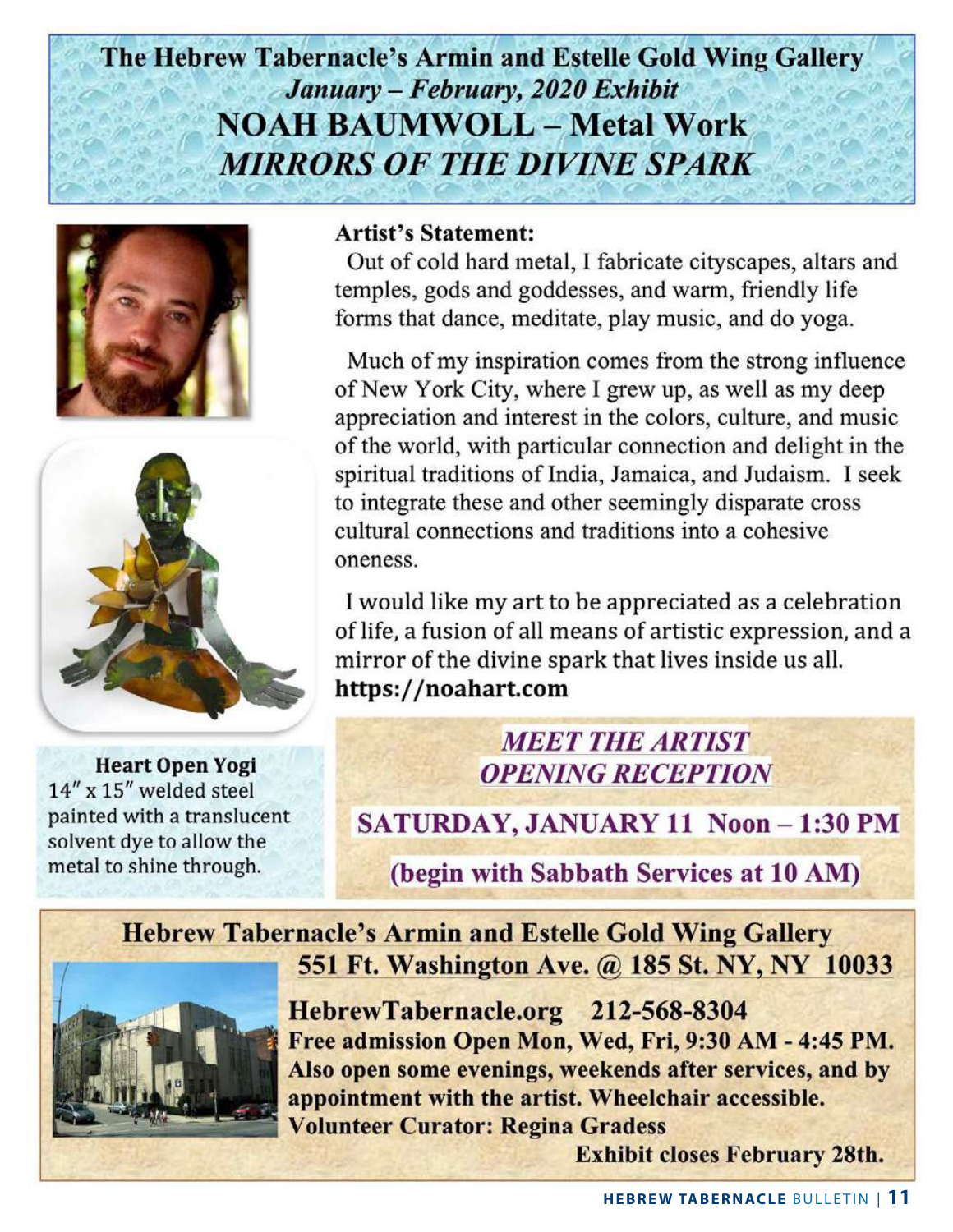# The Hebrew Tabernacle's Armin and Estelle Gold Wing Gallery

***January – February, 2020 Exhibit***

## NOAH BAUMWOLL – Metal Work

## *MIRRORS OF THE DIVINE SPARK*

**Artist's Statement:**

Out of cold hard metal, I fabricate cityscapes, altars and temples, gods and goddesses, and warm, friendly life forms that dance, meditate, play music, and do yoga.

Much of my inspiration comes from the strong influence of New York City, where I grew up, as well as my deep appreciation and interest in the colors, culture, and music of the world, with particular connection and delight in the spiritual traditions of India, Jamaica, and Judaism. I seek to integrate these and other seemingly disparate cross cultural connections and traditions into a cohesive oneness.

I would like my art to be appreciated as a celebration of life, a fusion of all means of artistic expression, and a mirror of the divine spark that lives inside us all.

**https://noahart.com**

**Heart Open Yogi**
14″ x 15″ welded steel painted with a translucent solvent dye to allow the metal to shine through.

***MEET THE ARTIST***
***OPENING RECEPTION***

**SATURDAY, JANUARY 11 Noon – 1:30 PM**

**(begin with Sabbath Services at 10 AM)**

**Hebrew Tabernacle's Armin and Estelle Gold Wing Gallery**
**551 Ft. Washington Ave. @ 185 St. NY, NY 10033**

**HebrewTabernacle.org 212-568-8304**
**Free admission Open Mon, Wed, Fri, 9:30 AM - 4:45 PM. Also open some evenings, weekends after services, and by appointment with the artist. Wheelchair accessible.**
**Volunteer Curator: Regina Gradess**

**Exhibit closes February 28th.**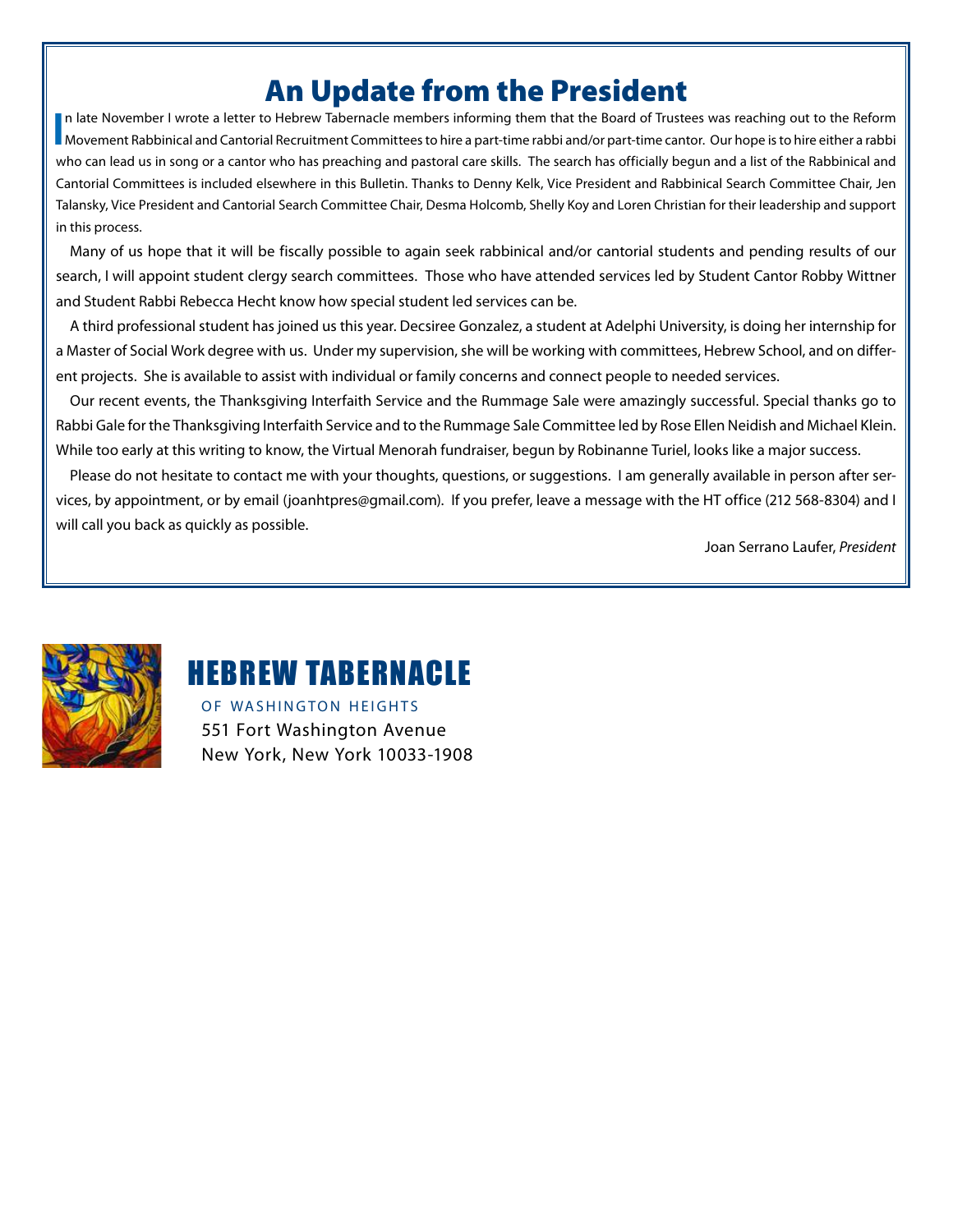# An Update from the President

In late November I wrote a letter to Hebrew Tabernacle members informing them that the Board of Trustees was reaching out to the Reform Movement Rabbinical and Cantorial Recruitment Committees to hire a part-time rabbi and/or part-time cantor. Our hope is to hire either a rabbi who can lead us in song or a cantor who has preaching and pastoral care skills. The search has officially begun and a list of the Rabbinical and Cantorial Committees is included elsewhere in this Bulletin. Thanks to Denny Kelk, Vice President and Rabbinical Search Committee Chair, Jen Talansky, Vice President and Cantorial Search Committee Chair, Desma Holcomb, Shelly Koy and Loren Christian for their leadership and support in this process.

Many of us hope that it will be fiscally possible to again seek rabbinical and/or cantorial students and pending results of our search, I will appoint student clergy search committees. Those who have attended services led by Student Cantor Robby Wittner and Student Rabbi Rebecca Hecht know how special student led services can be.

A third professional student has joined us this year. Decsiree Gonzalez, a student at Adelphi University, is doing her internship for a Master of Social Work degree with us. Under my supervision, she will be working with committees, Hebrew School, and on different projects. She is available to assist with individual or family concerns and connect people to needed services.

Our recent events, the Thanksgiving Interfaith Service and the Rummage Sale were amazingly successful. Special thanks go to Rabbi Gale for the Thanksgiving Interfaith Service and to the Rummage Sale Committee led by Rose Ellen Neidish and Michael Klein. While too early at this writing to know, the Virtual Menorah fundraiser, begun by Robinanne Turiel, looks like a major success.

Please do not hesitate to contact me with your thoughts, questions, or suggestions. I am generally available in person after services, by appointment, or by email (joanhtpres@gmail.com). If you prefer, leave a message with the HT office (212 568-8304) and I will call you back as quickly as possible.

Joan Serrano Laufer, *President*

## HEBREW TABERNACLE

OF WASHINGTON HEIGHTS

551 Fort Washington Avenue

New York, New York 10033-1908